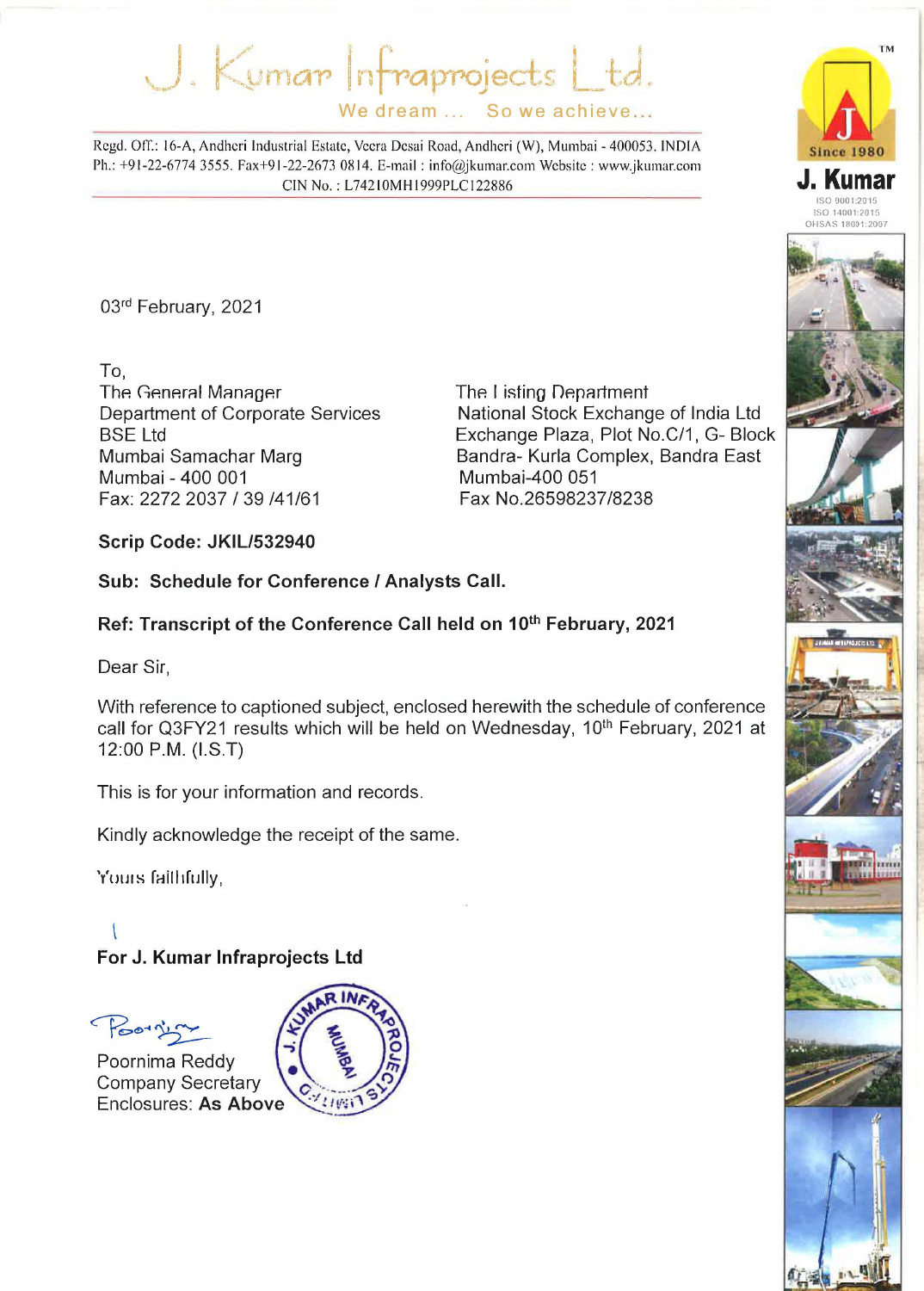# J. Kumar Infraprojects Ltd.

We dream ... So we achieve...

Regd. Off.: 16-A, Andheri Industrial Estate, Veera Desai Road, Andheri (W), Mumbai - 400053. INDIA
Ph.: +91-22-6774 3555. Fax+91-22-2673 0814. E-mail : info@jkumar.com Website : www.jkumar.com
CIN No. : L74210MH1999PLC122886

J. Kumar Since 1980
ISO 9001:2015
ISO 14001:2015
OHSAS 18001:2007

03rd February, 2021

To,

The General Manager
Department of Corporate Services
BSE Ltd
Mumbai Samachar Marg
Mumbai - 400 001
Fax: 2272 2037 / 39 /41/61

The Listing Department
National Stock Exchange of India Ltd
Exchange Plaza, Plot No.C/1, G- Block
Bandra- Kurla Complex, Bandra East
Mumbai-400 051
Fax No.26598237/8238

**Scrip Code: JKIL/532940**

**Sub: Schedule for Conference / Analysts Call.**

**Ref: Transcript of the Conference Call held on 10th February, 2021**

Dear Sir,

With reference to captioned subject, enclosed herewith the schedule of conference call for Q3FY21 results which will be held on Wednesday, 10th February, 2021 at 12:00 P.M. (I.S.T)

This is for your information and records.

Kindly acknowledge the receipt of the same.

Yours faithfully,

**For J. Kumar Infraprojects Ltd**

Poornima Reddy
Company Secretary
Enclosures: **As Above**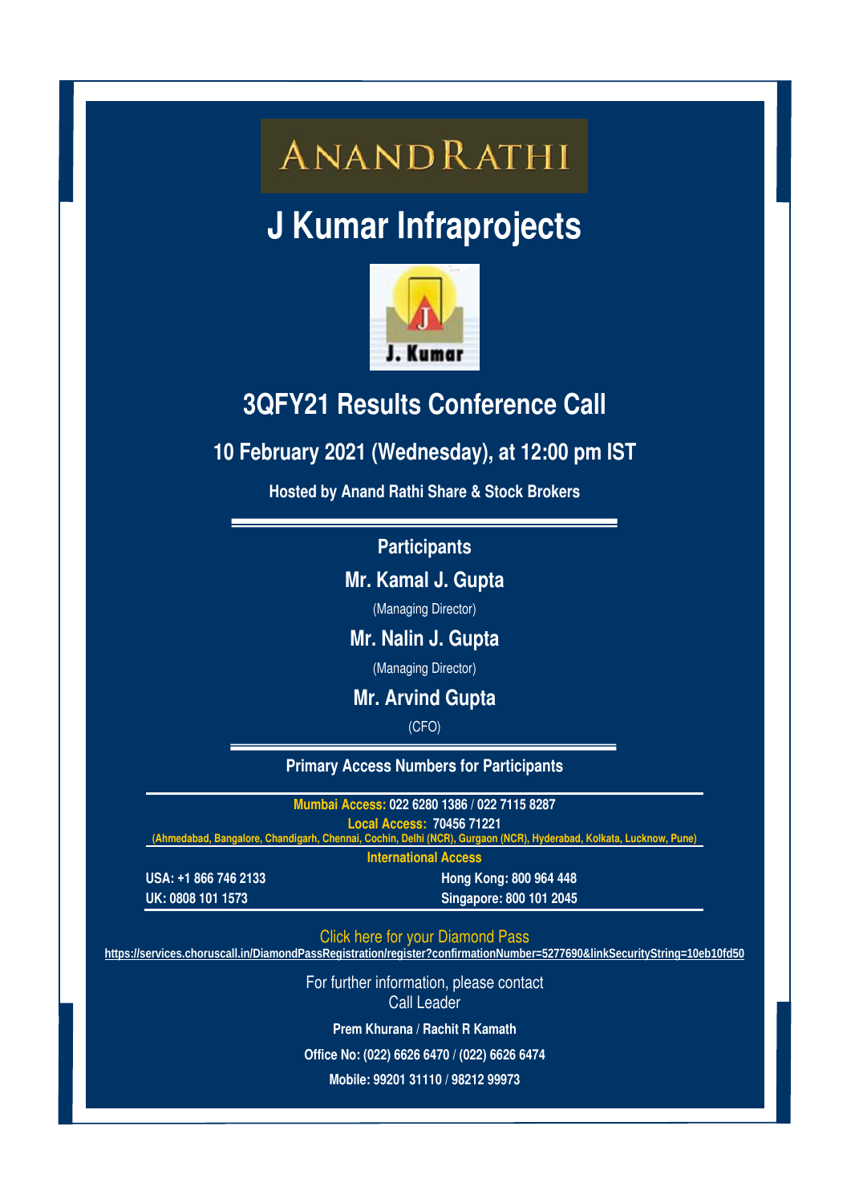ANANDRATHI

# J Kumar Infraprojects

J. Kumar

## 3QFY21 Results Conference Call

### 10 February 2021 (Wednesday), at 12:00 pm IST

**Hosted by Anand Rathi Share & Stock Brokers**

---

**Participants**

**Mr. Kamal J. Gupta**

(Managing Director)

**Mr. Nalin J. Gupta**

(Managing Director)

**Mr. Arvind Gupta**

(CFO)

---

**Primary Access Numbers for Participants**

**Mumbai Access:** 022 6280 1386 / 022 7115 8287

**Local Access:** 70456 71221

(Ahmedabad, Bangalore, Chandigarh, Chennai, Cochin, Delhi (NCR), Gurgaon (NCR), Hyderabad, Kolkata, Lucknow, Pune)

**International Access**

| | |
|---|---|
| USA: +1 866 746 2133 | Hong Kong: 800 964 448 |
| UK: 0808 101 1573 | Singapore: 800 101 2045 |

Click here for your Diamond Pass

https://services.choruscall.in/DiamondPassRegistration/register?confirmationNumber=5277690&linkSecurityString=10eb10fd50

For further information, please contact
Call Leader

**Prem Khurana / Rachit R Kamath**

**Office No: (022) 6626 6470 / (022) 6626 6474**

**Mobile: 99201 31110 / 98212 99973**